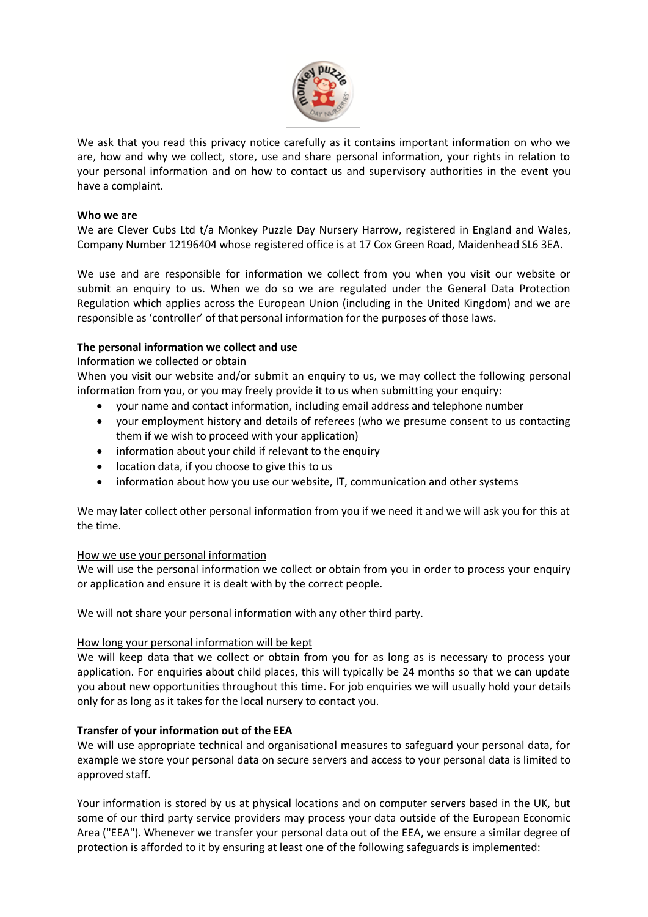We ask that you read this privacy notice carefully as it contains important information on who we are, how and why we collect, store, use and share personal information, your rights in relation to your personal information and on how to contact us and supervisory authorities in the event you have a complaint.

**Who we are**

We are Clever Cubs Ltd t/a Monkey Puzzle Day Nursery Harrow, registered in England and Wales, Company Number 12196404 whose registered office is at 17 Cox Green Road, Maidenhead SL6 3EA.

We use and are responsible for information we collect from you when you visit our website or submit an enquiry to us. When we do so we are regulated under the General Data Protection Regulation which applies across the European Union (including in the United Kingdom) and we are responsible as 'controller' of that personal information for the purposes of those laws.

**The personal information we collect and use**

<u>Information we collected or obtain</u>

When you visit our website and/or submit an enquiry to us, we may collect the following personal information from you, or you may freely provide it to us when submitting your enquiry:

- your name and contact information, including email address and telephone number
- your employment history and details of referees (who we presume consent to us contacting them if we wish to proceed with your application)
- information about your child if relevant to the enquiry
- location data, if you choose to give this to us
- information about how you use our website, IT, communication and other systems

We may later collect other personal information from you if we need it and we will ask you for this at the time.

<u>How we use your personal information</u>

We will use the personal information we collect or obtain from you in order to process your enquiry or application and ensure it is dealt with by the correct people.

We will not share your personal information with any other third party.

<u>How long your personal information will be kept</u>

We will keep data that we collect or obtain from you for as long as is necessary to process your application. For enquiries about child places, this will typically be 24 months so that we can update you about new opportunities throughout this time. For job enquiries we will usually hold your details only for as long as it takes for the local nursery to contact you.

**Transfer of your information out of the EEA**

We will use appropriate technical and organisational measures to safeguard your personal data, for example we store your personal data on secure servers and access to your personal data is limited to approved staff.

Your information is stored by us at physical locations and on computer servers based in the UK, but some of our third party service providers may process your data outside of the European Economic Area ("EEA"). Whenever we transfer your personal data out of the EEA, we ensure a similar degree of protection is afforded to it by ensuring at least one of the following safeguards is implemented: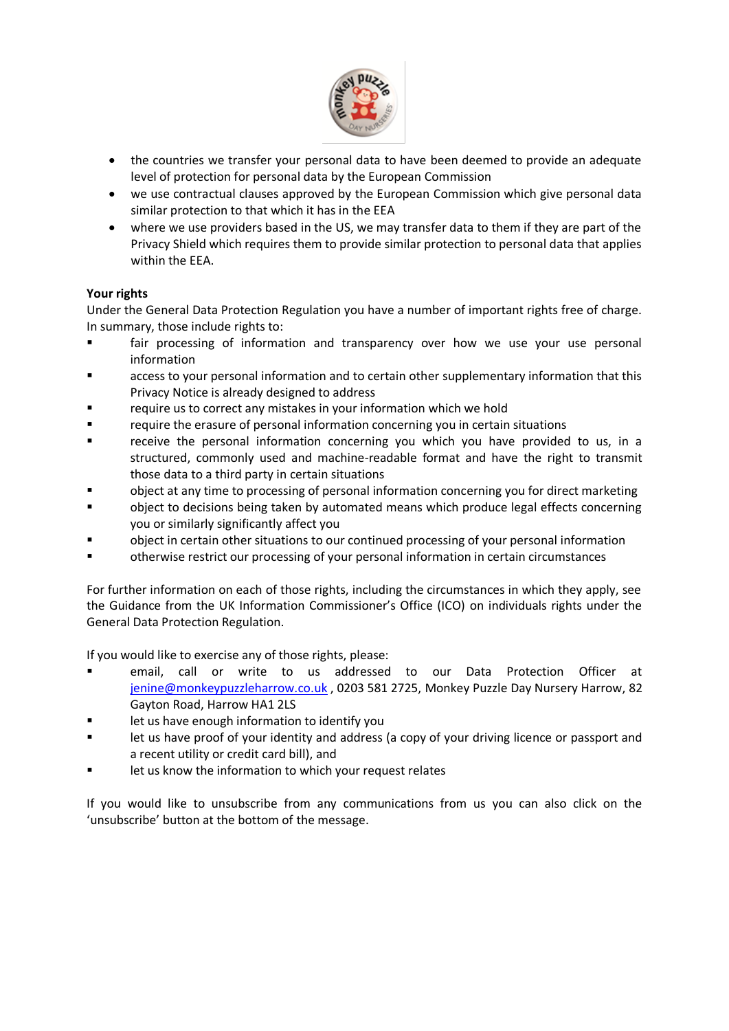- the countries we transfer your personal data to have been deemed to provide an adequate level of protection for personal data by the European Commission
- we use contractual clauses approved by the European Commission which give personal data similar protection to that which it has in the EEA
- where we use providers based in the US, we may transfer data to them if they are part of the Privacy Shield which requires them to provide similar protection to personal data that applies within the EEA.

**Your rights**

Under the General Data Protection Regulation you have a number of important rights free of charge. In summary, those include rights to:

- fair processing of information and transparency over how we use your use personal information
- access to your personal information and to certain other supplementary information that this Privacy Notice is already designed to address
- require us to correct any mistakes in your information which we hold
- require the erasure of personal information concerning you in certain situations
- receive the personal information concerning you which you have provided to us, in a structured, commonly used and machine-readable format and have the right to transmit those data to a third party in certain situations
- object at any time to processing of personal information concerning you for direct marketing
- object to decisions being taken by automated means which produce legal effects concerning you or similarly significantly affect you
- object in certain other situations to our continued processing of your personal information
- otherwise restrict our processing of your personal information in certain circumstances

For further information on each of those rights, including the circumstances in which they apply, see the Guidance from the UK Information Commissioner's Office (ICO) on individuals rights under the General Data Protection Regulation.

If you would like to exercise any of those rights, please:

- email, call or write to us addressed to our Data Protection Officer at jenine@monkeypuzzleharrow.co.uk , 0203 581 2725, Monkey Puzzle Day Nursery Harrow, 82 Gayton Road, Harrow HA1 2LS
- let us have enough information to identify you
- let us have proof of your identity and address (a copy of your driving licence or passport and a recent utility or credit card bill), and
- let us know the information to which your request relates

If you would like to unsubscribe from any communications from us you can also click on the 'unsubscribe' button at the bottom of the message.